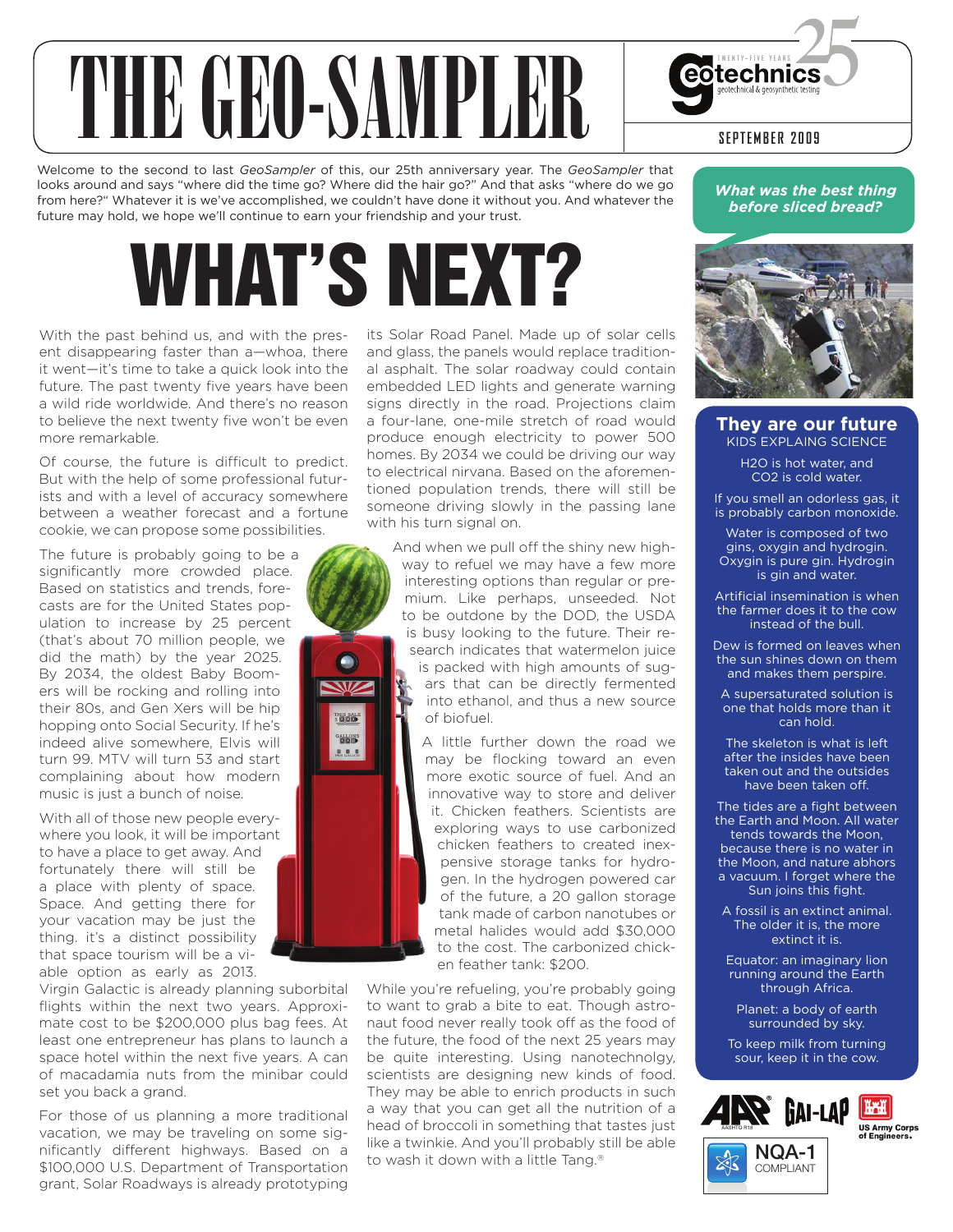# THE GEO-SAMPLER

SEPTEMBER 2009

Welcome to the second to last *GeoSampler* of this, our 25th anniversary year. The *GeoSampler* that looks around and says "where did the time go? Where did the hair go?" And that asks "where do we go from here?" Whatever it is we've accomplished, we couldn't have done it without you. And whatever the future may hold, we hope we'll continue to earn your friendship and your trust.

# WHAT'S NEXT?

With the past behind us, and with the present disappearing faster than a—whoa, there it went—it's time to take a quick look into the future. The past twenty five years have been a wild ride worldwide. And there's no reason to believe the next twenty five won't be even more remarkable.

Of course, the future is difficult to predict. But with the help of some professional futurists and with a level of accuracy somewhere between a weather forecast and a fortune cookie, we can propose some possibilities.

The future is probably going to be a significantly more crowded place. Based on statistics and trends, forecasts are for the United States population to increase by 25 percent (that's about 70 million people, we did the math) by the year 2025. By 2034, the oldest Baby Boomers will be rocking and rolling into their 80s, and Gen Xers will be hip hopping onto Social Security. If he's indeed alive somewhere, Elvis will turn 99. MTV will turn 53 and start complaining about how modern music is just a bunch of noise.

With all of those new people everywhere you look, it will be important to have a place to get away. And fortunately there will still be a place with plenty of space. Space. And getting there for your vacation may be just the thing. it's a distinct possibility that space tourism will be a viable option as early as 2013. Virgin Galactic is already planning suborbital flights within the next two years. Approximate cost to be $200,000 plus bag fees. At least one entrepreneur has plans to launch a space hotel within the next five years. A can of macadamia nuts from the minibar could set you back a grand.

For those of us planning a more traditional vacation, we may be traveling on some significantly different highways. Based on a $100,000 U.S. Department of Transportation grant, Solar Roadways is already prototyping its Solar Road Panel. Made up of solar cells and glass, the panels would replace traditional asphalt. The solar roadway could contain embedded LED lights and generate warning signs directly in the road. Projections claim a four-lane, one-mile stretch of road would produce enough electricity to power 500 homes. By 2034 we could be driving our way to electrical nirvana. Based on the aforementioned population trends, there will still be someone driving slowly in the passing lane with his turn signal on.

And when we pull off the shiny new highway to refuel we may have a few more interesting options than regular or premium. Like perhaps, unseeded. Not to be outdone by the DOD, the USDA is busy looking to the future. Their research indicates that watermelon juice is packed with high amounts of sugars that can be directly fermented into ethanol, and thus a new source of biofuel.

A little further down the road we may be flocking toward an even more exotic source of fuel. And an innovative way to store and deliver it. Chicken feathers. Scientists are exploring ways to use carbonized chicken feathers to created inexpensive storage tanks for hydrogen. In the hydrogen powered car of the future, a 20 gallon storage tank made of carbon nanotubes or metal halides would add $30,000 to the cost. The carbonized chicken feather tank: $200.

While you're refueling, you're probably going to want to grab a bite to eat. Though astronaut food never really took off as the food of the future, the food of the next 25 years may be quite interesting. Using nanotechnolgy, scientists are designing new kinds of food. They may be able to enrich products in such a way that you can get all the nutrition of a head of broccoli in something that tastes just like a twinkie. And you'll probably still be able to wash it down with a little Tang.®

***What was the best thing before sliced bread?***

## They are our future
KIDS EXPLAING SCIENCE

H2O is hot water, and CO2 is cold water.

If you smell an odorless gas, it is probably carbon monoxide.

Water is composed of two gins, oxygin and hydrogin. Oxygin is pure gin. Hydrogin is gin and water.

Artificial insemination is when the farmer does it to the cow instead of the bull.

Dew is formed on leaves when the sun shines down on them and makes them perspire.

A supersaturated solution is one that holds more than it can hold.

The skeleton is what is left after the insides have been taken out and the outsides have been taken off.

The tides are a fight between the Earth and Moon. All water tends towards the Moon, because there is no water in the Moon, and nature abhors a vacuum. I forget where the Sun joins this fight.

A fossil is an extinct animal. The older it is, the more extinct it is.

Equator: an imaginary lion running around the Earth through Africa.

Planet: a body of earth surrounded by sky.

To keep milk from turning sour, keep it in the cow.

NQA-1 COMPLIANT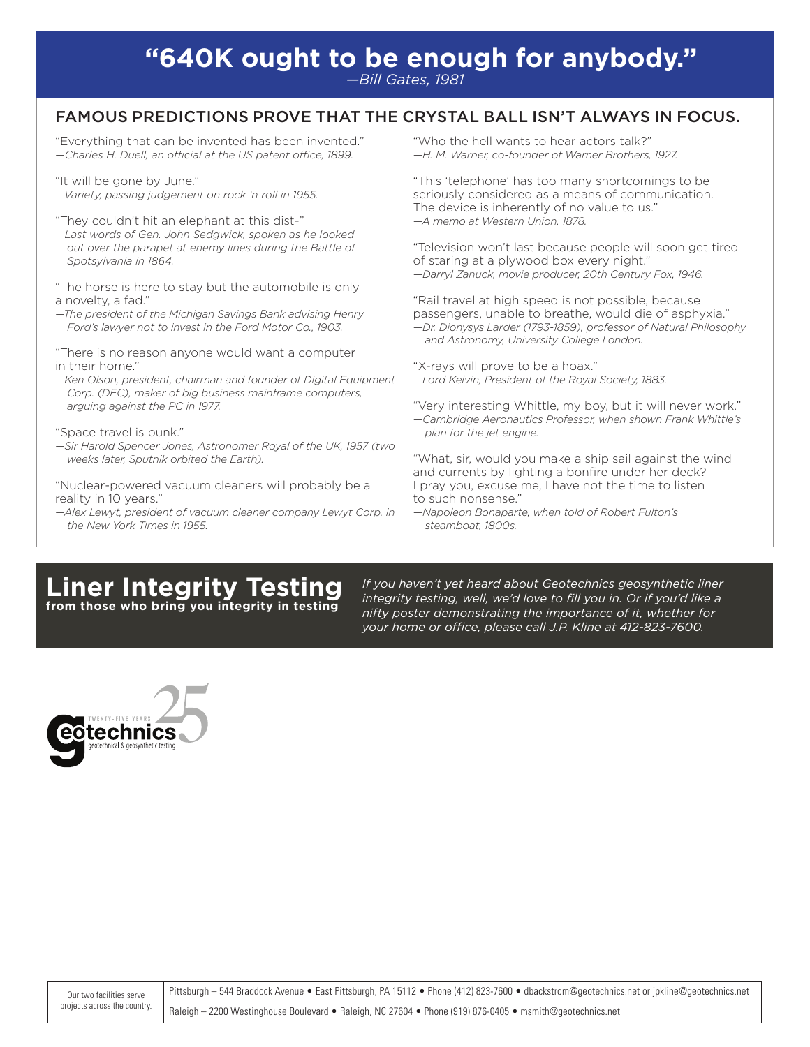# “640K ought to be enough for anybody.”

*—Bill Gates, 1981*

## FAMOUS PREDICTIONS PROVE THAT THE CRYSTAL BALL ISN’T ALWAYS IN FOCUS.

“Everything that can be invented has been invented.”
*—Charles H. Duell, an official at the US patent office, 1899.*

“It will be gone by June.”
*—Variety, passing judgement on rock ‘n roll in 1955.*

“They couldn’t hit an elephant at this dist-”
*—Last words of Gen. John Sedgwick, spoken as he looked out over the parapet at enemy lines during the Battle of Spotsylvania in 1864.*

“The horse is here to stay but the automobile is only a novelty, a fad.”
*—The president of the Michigan Savings Bank advising Henry Ford’s lawyer not to invest in the Ford Motor Co., 1903.*

“There is no reason anyone would want a computer in their home.”
*—Ken Olson, president, chairman and founder of Digital Equipment Corp. (DEC), maker of big business mainframe computers, arguing against the PC in 1977.*

“Space travel is bunk.”
*—Sir Harold Spencer Jones, Astronomer Royal of the UK, 1957 (two weeks later, Sputnik orbited the Earth).*

“Nuclear-powered vacuum cleaners will probably be a reality in 10 years.”
*—Alex Lewyt, president of vacuum cleaner company Lewyt Corp. in the New York Times in 1955.*

“Who the hell wants to hear actors talk?”
*—H. M. Warner, co-founder of Warner Brothers, 1927.*

“This ‘telephone’ has too many shortcomings to be seriously considered as a means of communication. The device is inherently of no value to us.”
*—A memo at Western Union, 1878.*

“Television won’t last because people will soon get tired of staring at a plywood box every night.”
*—Darryl Zanuck, movie producer, 20th Century Fox, 1946.*

“Rail travel at high speed is not possible, because passengers, unable to breathe, would die of asphyxia.”
*—Dr. Dionysys Larder (1793-1859), professor of Natural Philosophy and Astronomy, University College London.*

“X-rays will prove to be a hoax.”
*—Lord Kelvin, President of the Royal Society, 1883.*

“Very interesting Whittle, my boy, but it will never work.”
*—Cambridge Aeronautics Professor, when shown Frank Whittle’s plan for the jet engine.*

“What, sir, would you make a ship sail against the wind and currents by lighting a bonfire under her deck? I pray you, excuse me, I have not the time to listen to such nonsense.”
*—Napoleon Bonaparte, when told of Robert Fulton’s steamboat, 1800s.*

## Liner Integrity Testing

**from those who bring you integrity in testing**

*If you haven’t yet heard about Geotechnics geosynthetic liner integrity testing, well, we’d love to fill you in. Or if you’d like a nifty poster demonstrating the importance of it, whether for your home or office, please call J.P. Kline at 412-823-7600.*

TWENTY-FIVE YEARS 25
geotechnics
geotechnical & geosynthetic testing

| | |
|---|---|
| Our two facilities serve projects across the country. | Pittsburgh – 544 Braddock Avenue • East Pittsburgh, PA 15112 • Phone (412) 823-7600 • dbackstrom@geotechnics.net or jpkline@geotechnics.net |
| | Raleigh – 2200 Westinghouse Boulevard • Raleigh, NC 27604 • Phone (919) 876-0405 • msmith@geotechnics.net |